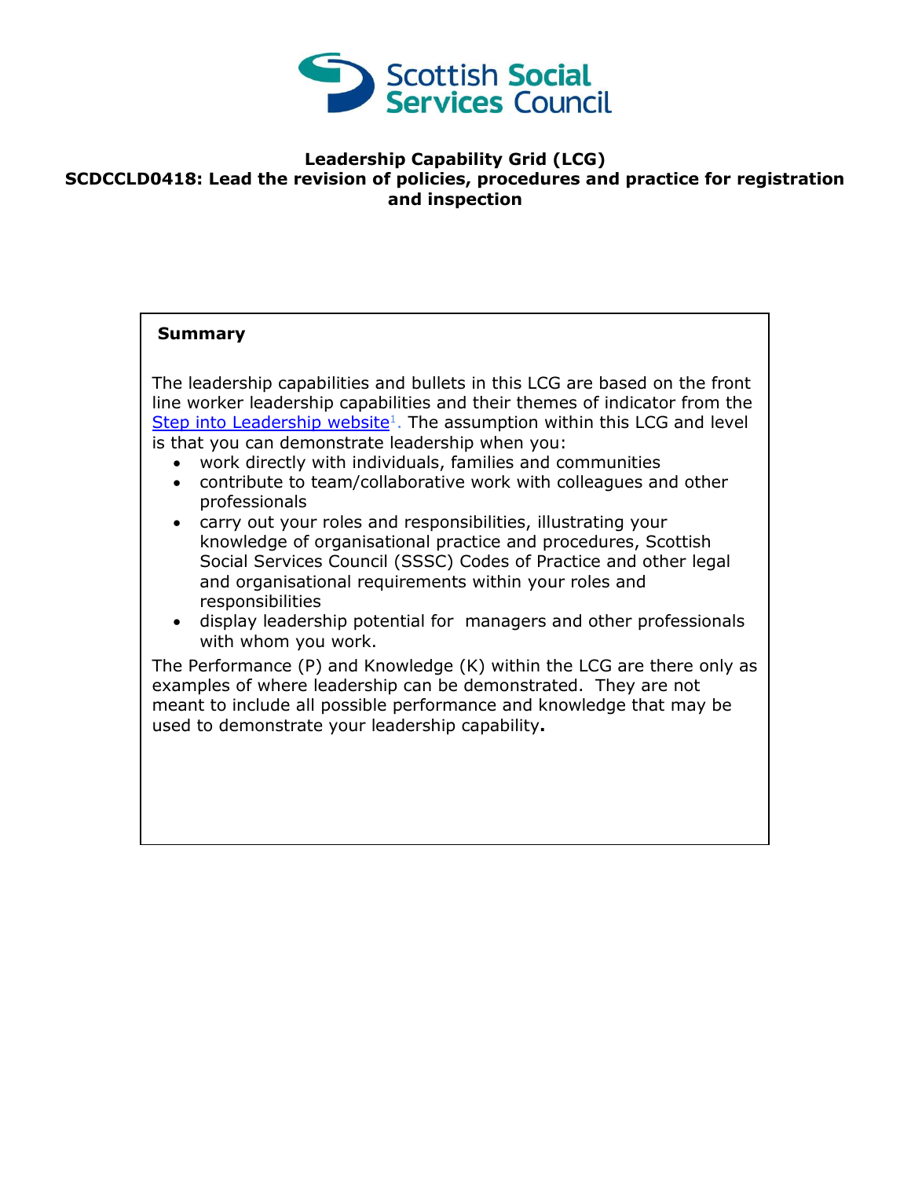Scottish Social Services Council

**Leadership Capability Grid (LCG)**
**SCDCCLD0418: Lead the revision of policies, procedures and practice for registration and inspection**

**Summary**

The leadership capabilities and bullets in this LCG are based on the front line worker leadership capabilities and their themes of indicator from the Step into Leadership website[1]. The assumption within this LCG and level is that you can demonstrate leadership when you:

- work directly with individuals, families and communities
- contribute to team/collaborative work with colleagues and other professionals
- carry out your roles and responsibilities, illustrating your knowledge of organisational practice and procedures, Scottish Social Services Council (SSSC) Codes of Practice and other legal and organisational requirements within your roles and responsibilities
- display leadership potential for managers and other professionals with whom you work.

The Performance (P) and Knowledge (K) within the LCG are there only as examples of where leadership can be demonstrated. They are not meant to include all possible performance and knowledge that may be used to demonstrate your leadership capability**.**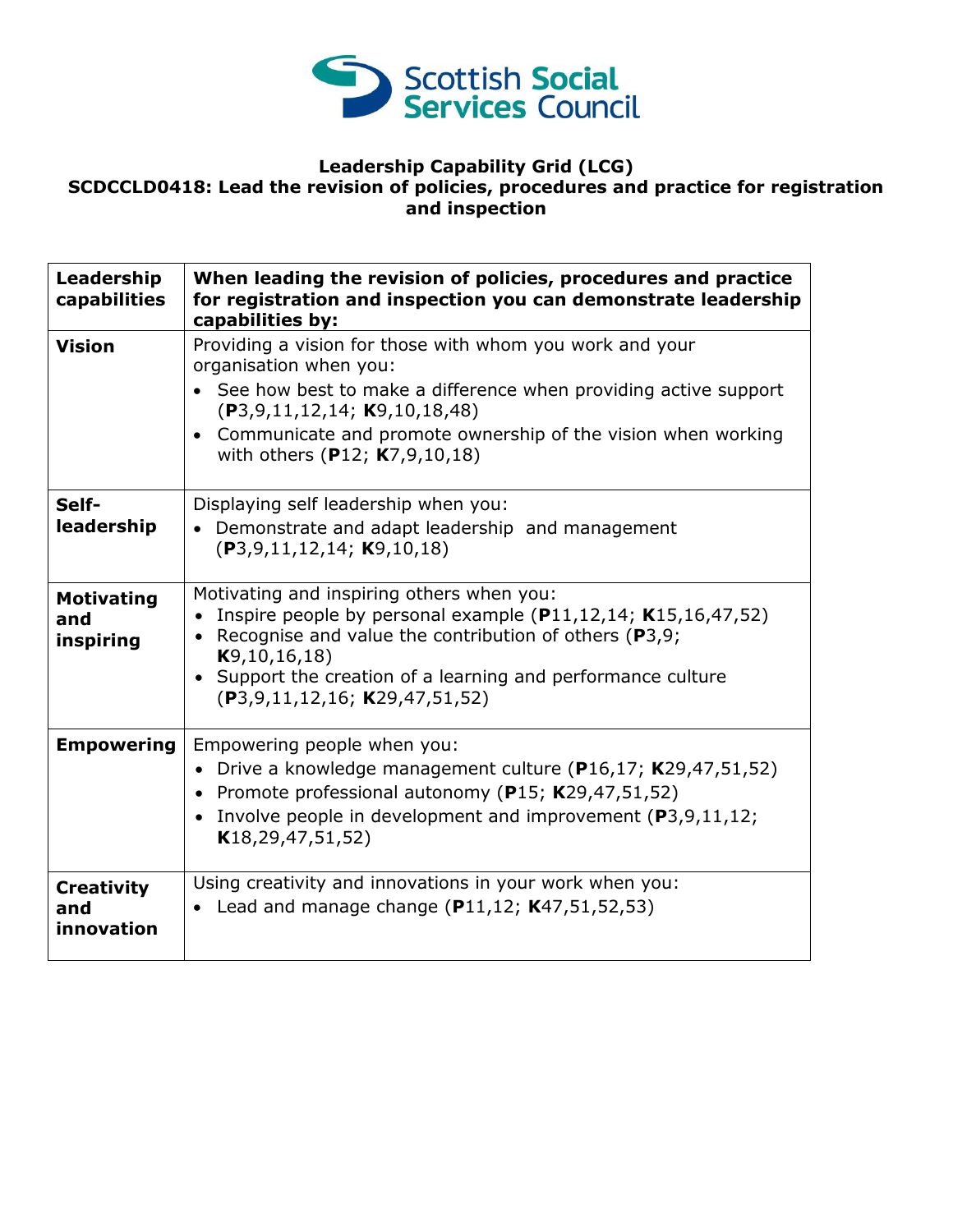Scottish Social Services Council

**Leadership Capability Grid (LCG)**
**SCDCCLD0418: Lead the revision of policies, procedures and practice for registration and inspection**

| Leadership capabilities | When leading the revision of policies, procedures and practice for registration and inspection you can demonstrate leadership capabilities by: |
|---|---|
| **Vision** | Providing a vision for those with whom you work and your organisation when you:<br>• See how best to make a difference when providing active support (**P**3,9,11,12,14; **K**9,10,18,48)<br>• Communicate and promote ownership of the vision when working with others (**P**12; **K**7,9,10,18) |
| **Self-leadership** | Displaying self leadership when you:<br>• Demonstrate and adapt leadership and management (**P**3,9,11,12,14; **K**9,10,18) |
| **Motivating and inspiring** | Motivating and inspiring others when you:<br>• Inspire people by personal example (**P**11,12,14; **K**15,16,47,52)<br>• Recognise and value the contribution of others (**P**3,9; **K**9,10,16,18)<br>• Support the creation of a learning and performance culture (**P**3,9,11,12,16; **K**29,47,51,52) |
| **Empowering** | Empowering people when you:<br>• Drive a knowledge management culture (**P**16,17; **K**29,47,51,52)<br>• Promote professional autonomy (**P**15; **K**29,47,51,52)<br>• Involve people in development and improvement (**P**3,9,11,12; **K**18,29,47,51,52) |
| **Creativity and innovation** | Using creativity and innovations in your work when you:<br>• Lead and manage change (**P**11,12; **K**47,51,52,53) |